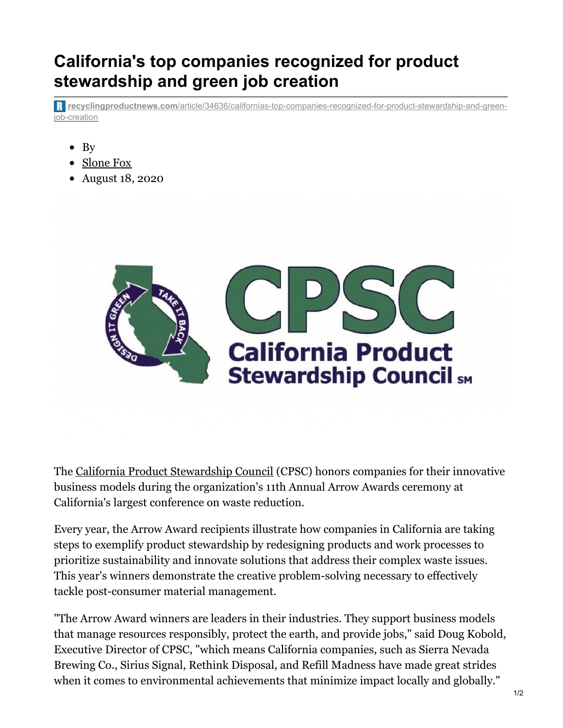# California's top companies recognized for product stewardship and green job creation

recyclingproductnews.com/article/34636/californias-top-companies-recognized-for-product-stewardship-and-green-job-creation

- By
- Slone Fox
- August 18, 2020

The California Product Stewardship Council (CPSC) honors companies for their innovative business models during the organization's 11th Annual Arrow Awards ceremony at California's largest conference on waste reduction.

Every year, the Arrow Award recipients illustrate how companies in California are taking steps to exemplify product stewardship by redesigning products and work processes to prioritize sustainability and innovate solutions that address their complex waste issues. This year's winners demonstrate the creative problem-solving necessary to effectively tackle post-consumer material management.

"The Arrow Award winners are leaders in their industries. They support business models that manage resources responsibly, protect the earth, and provide jobs," said Doug Kobold, Executive Director of CPSC, "which means California companies, such as Sierra Nevada Brewing Co., Sirius Signal, Rethink Disposal, and Refill Madness have made great strides when it comes to environmental achievements that minimize impact locally and globally."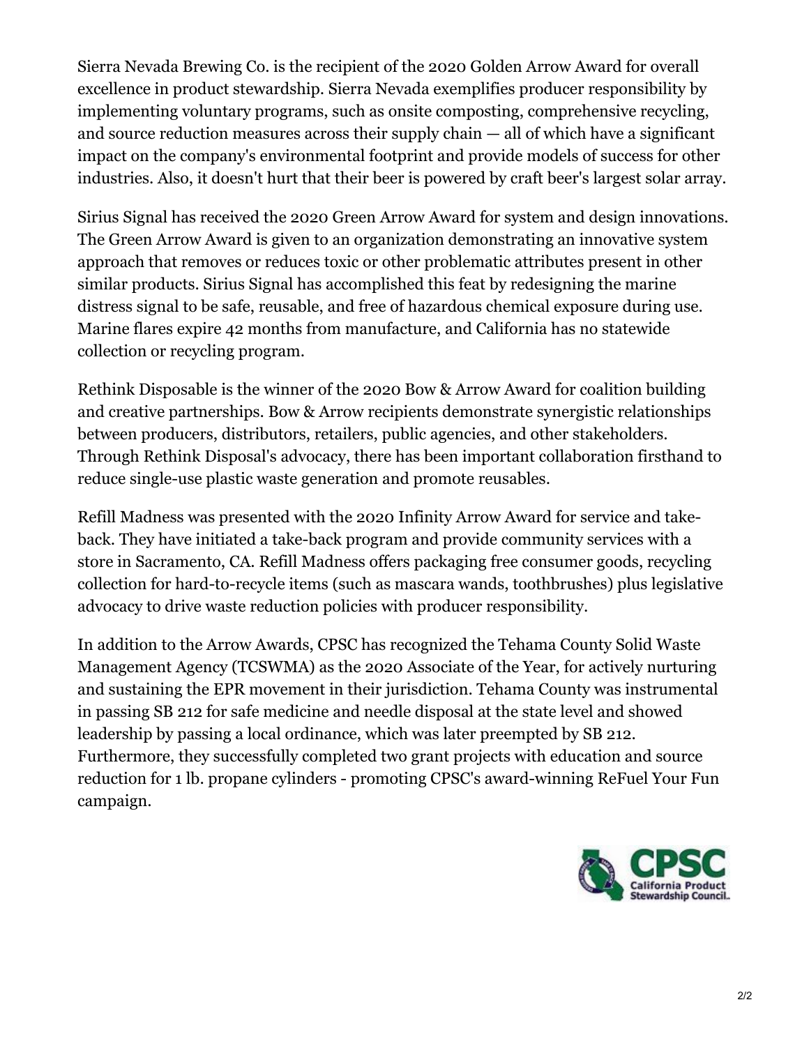Sierra Nevada Brewing Co. is the recipient of the 2020 Golden Arrow Award for overall excellence in product stewardship. Sierra Nevada exemplifies producer responsibility by implementing voluntary programs, such as onsite composting, comprehensive recycling, and source reduction measures across their supply chain — all of which have a significant impact on the company's environmental footprint and provide models of success for other industries. Also, it doesn't hurt that their beer is powered by craft beer's largest solar array.

Sirius Signal has received the 2020 Green Arrow Award for system and design innovations. The Green Arrow Award is given to an organization demonstrating an innovative system approach that removes or reduces toxic or other problematic attributes present in other similar products. Sirius Signal has accomplished this feat by redesigning the marine distress signal to be safe, reusable, and free of hazardous chemical exposure during use. Marine flares expire 42 months from manufacture, and California has no statewide collection or recycling program.

Rethink Disposable is the winner of the 2020 Bow & Arrow Award for coalition building and creative partnerships. Bow & Arrow recipients demonstrate synergistic relationships between producers, distributors, retailers, public agencies, and other stakeholders. Through Rethink Disposal's advocacy, there has been important collaboration firsthand to reduce single-use plastic waste generation and promote reusables.

Refill Madness was presented with the 2020 Infinity Arrow Award for service and take-back. They have initiated a take-back program and provide community services with a store in Sacramento, CA. Refill Madness offers packaging free consumer goods, recycling collection for hard-to-recycle items (such as mascara wands, toothbrushes) plus legislative advocacy to drive waste reduction policies with producer responsibility.

In addition to the Arrow Awards, CPSC has recognized the Tehama County Solid Waste Management Agency (TCSWMA) as the 2020 Associate of the Year, for actively nurturing and sustaining the EPR movement in their jurisdiction. Tehama County was instrumental in passing SB 212 for safe medicine and needle disposal at the state level and showed leadership by passing a local ordinance, which was later preempted by SB 212. Furthermore, they successfully completed two grant projects with education and source reduction for 1 lb. propane cylinders - promoting CPSC's award-winning ReFuel Your Fun campaign.

CPSC
California Product Stewardship Council